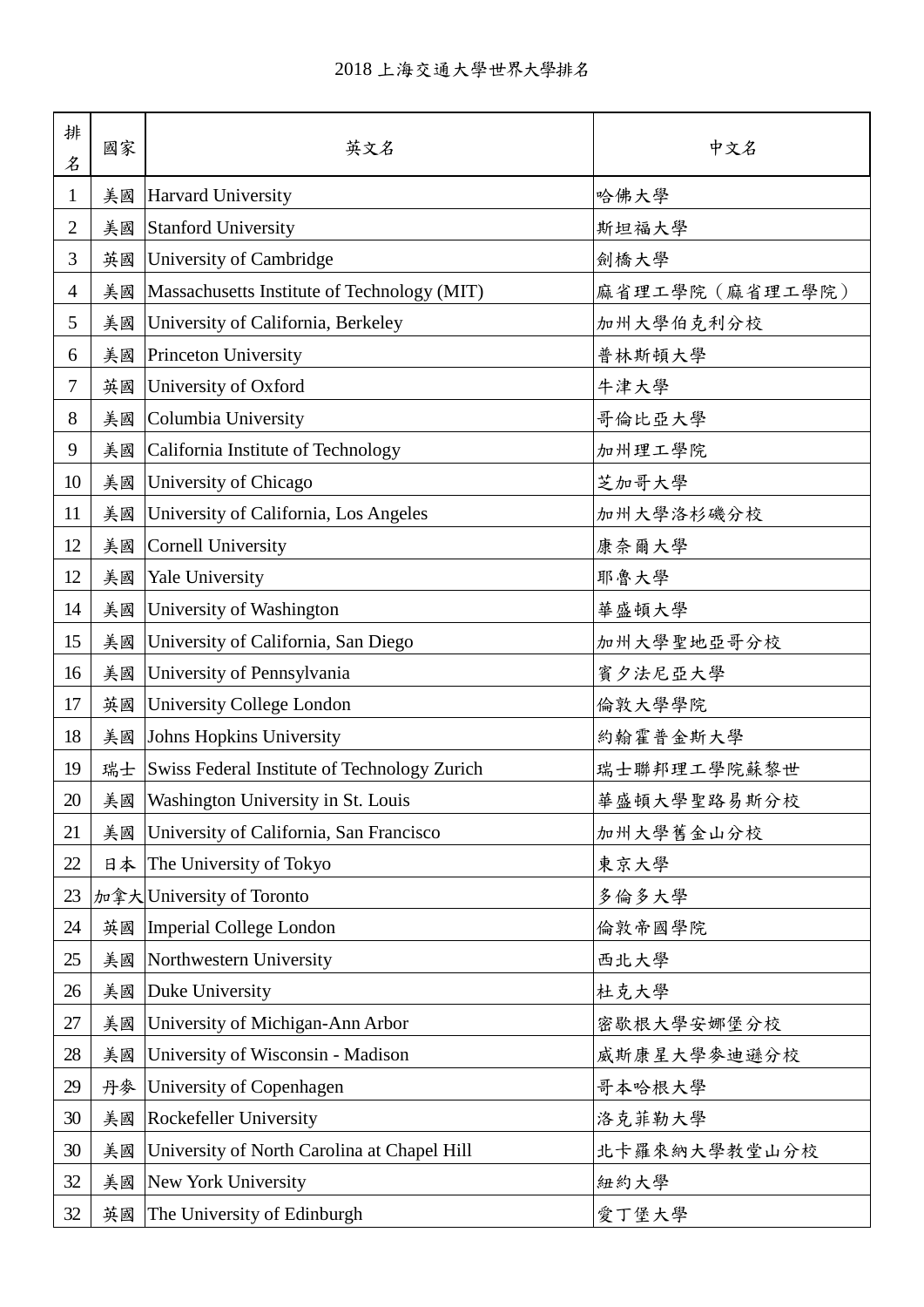2018 上海交通大學世界大學排名

| 排名 | 國家 | 英文名 | 中文名 |
|---|---|---|---|
| 1 | 美國 | Harvard University | 哈佛大學 |
| 2 | 美國 | Stanford University | 斯坦福大學 |
| 3 | 英國 | University of Cambridge | 劍橋大學 |
| 4 | 美國 | Massachusetts Institute of Technology (MIT) | 麻省理工學院（麻省理工學院） |
| 5 | 美國 | University of California, Berkeley | 加州大學伯克利分校 |
| 6 | 美國 | Princeton University | 普林斯頓大學 |
| 7 | 英國 | University of Oxford | 牛津大學 |
| 8 | 美國 | Columbia University | 哥倫比亞大學 |
| 9 | 美國 | California Institute of Technology | 加州理工學院 |
| 10 | 美國 | University of Chicago | 芝加哥大學 |
| 11 | 美國 | University of California, Los Angeles | 加州大學洛杉磯分校 |
| 12 | 美國 | Cornell University | 康奈爾大學 |
| 12 | 美國 | Yale University | 耶魯大學 |
| 14 | 美國 | University of Washington | 華盛頓大學 |
| 15 | 美國 | University of California, San Diego | 加州大學聖地亞哥分校 |
| 16 | 美國 | University of Pennsylvania | 賓夕法尼亞大學 |
| 17 | 英國 | University College London | 倫敦大學學院 |
| 18 | 美國 | Johns Hopkins University | 約翰霍普金斯大學 |
| 19 | 瑞士 | Swiss Federal Institute of Technology Zurich | 瑞士聯邦理工學院蘇黎世 |
| 20 | 美國 | Washington University in St. Louis | 華盛頓大學聖路易斯分校 |
| 21 | 美國 | University of California, San Francisco | 加州大學舊金山分校 |
| 22 | 日本 | The University of Tokyo | 東京大學 |
| 23 | 加拿大 | University of Toronto | 多倫多大學 |
| 24 | 英國 | Imperial College London | 倫敦帝國學院 |
| 25 | 美國 | Northwestern University | 西北大學 |
| 26 | 美國 | Duke University | 杜克大學 |
| 27 | 美國 | University of Michigan-Ann Arbor | 密歇根大學安娜堡分校 |
| 28 | 美國 | University of Wisconsin - Madison | 威斯康星大學麥迪遜分校 |
| 29 | 丹麥 | University of Copenhagen | 哥本哈根大學 |
| 30 | 美國 | Rockefeller University | 洛克菲勒大學 |
| 30 | 美國 | University of North Carolina at Chapel Hill | 北卡羅來納大學教堂山分校 |
| 32 | 美國 | New York University | 紐約大學 |
| 32 | 英國 | The University of Edinburgh | 愛丁堡大學 |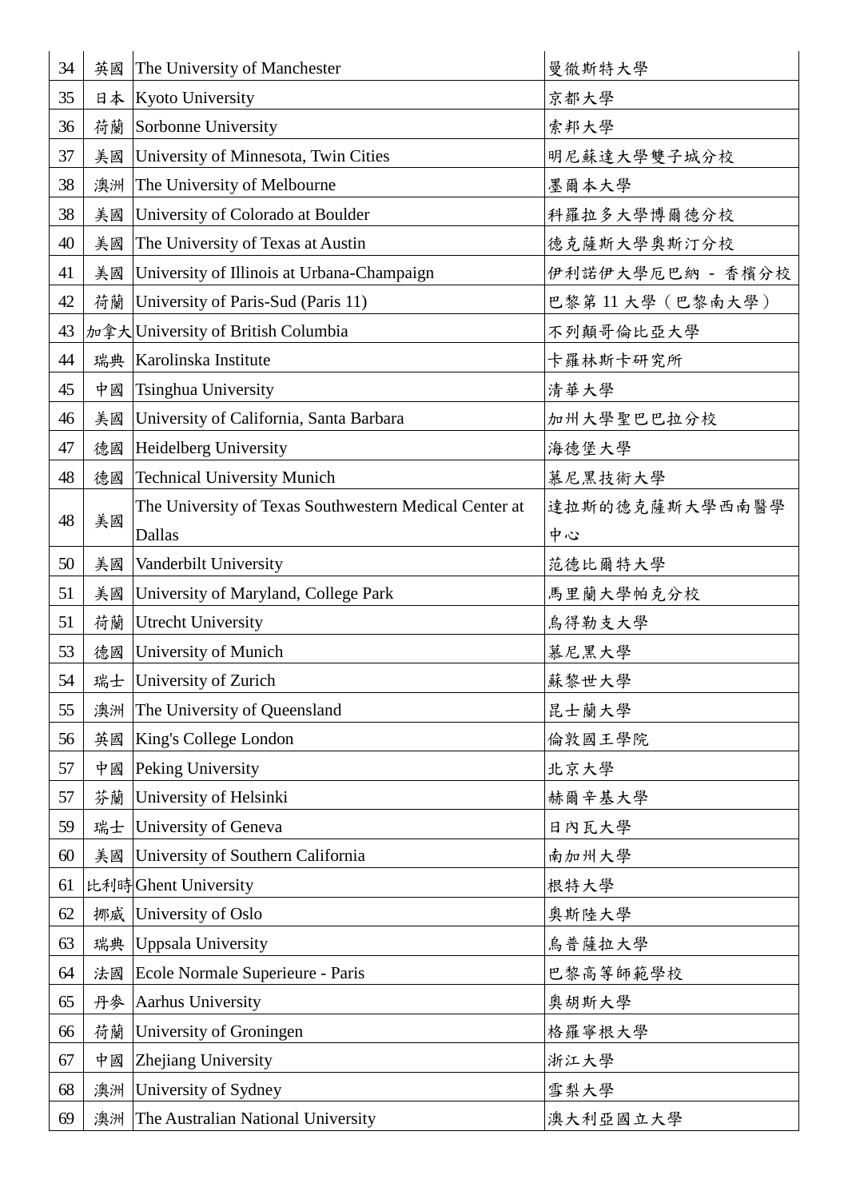| 34 | 英國 | The University of Manchester | 曼徹斯特大學 |
|---|---|---|---|
| 35 | 日本 | Kyoto University | 京都大學 |
| 36 | 荷蘭 | Sorbonne University | 索邦大學 |
| 37 | 美國 | University of Minnesota, Twin Cities | 明尼蘇達大學雙子城分校 |
| 38 | 澳洲 | The University of Melbourne | 墨爾本大學 |
| 38 | 美國 | University of Colorado at Boulder | 科羅拉多大學博爾德分校 |
| 40 | 美國 | The University of Texas at Austin | 德克薩斯大學奧斯汀分校 |
| 41 | 美國 | University of Illinois at Urbana-Champaign | 伊利諾伊大學厄巴納 - 香檳分校 |
| 42 | 荷蘭 | University of Paris-Sud (Paris 11) | 巴黎第 11 大學（巴黎南大學） |
| 43 | 加拿大 | University of British Columbia | 不列顛哥倫比亞大學 |
| 44 | 瑞典 | Karolinska Institute | 卡羅林斯卡研究所 |
| 45 | 中國 | Tsinghua University | 清華大學 |
| 46 | 美國 | University of California, Santa Barbara | 加州大學聖巴巴拉分校 |
| 47 | 德國 | Heidelberg University | 海德堡大學 |
| 48 | 德國 | Technical University Munich | 慕尼黑技術大學 |
| 48 | 美國 | The University of Texas Southwestern Medical Center at Dallas | 達拉斯的德克薩斯大學西南醫學中心 |
| 50 | 美國 | Vanderbilt University | 范德比爾特大學 |
| 51 | 美國 | University of Maryland, College Park | 馬里蘭大學帕克分校 |
| 51 | 荷蘭 | Utrecht University | 烏得勒支大學 |
| 53 | 德國 | University of Munich | 慕尼黑大學 |
| 54 | 瑞士 | University of Zurich | 蘇黎世大學 |
| 55 | 澳洲 | The University of Queensland | 昆士蘭大學 |
| 56 | 英國 | King's College London | 倫敦國王學院 |
| 57 | 中國 | Peking University | 北京大學 |
| 57 | 芬蘭 | University of Helsinki | 赫爾辛基大學 |
| 59 | 瑞士 | University of Geneva | 日內瓦大學 |
| 60 | 美國 | University of Southern California | 南加州大學 |
| 61 | 比利時 | Ghent University | 根特大學 |
| 62 | 挪威 | University of Oslo | 奧斯陸大學 |
| 63 | 瑞典 | Uppsala University | 烏普薩拉大學 |
| 64 | 法國 | Ecole Normale Superieure - Paris | 巴黎高等師範學校 |
| 65 | 丹麥 | Aarhus University | 奧胡斯大學 |
| 66 | 荷蘭 | University of Groningen | 格羅寧根大學 |
| 67 | 中國 | Zhejiang University | 浙江大學 |
| 68 | 澳洲 | University of Sydney | 雪梨大學 |
| 69 | 澳洲 | The Australian National University | 澳大利亞國立大學 |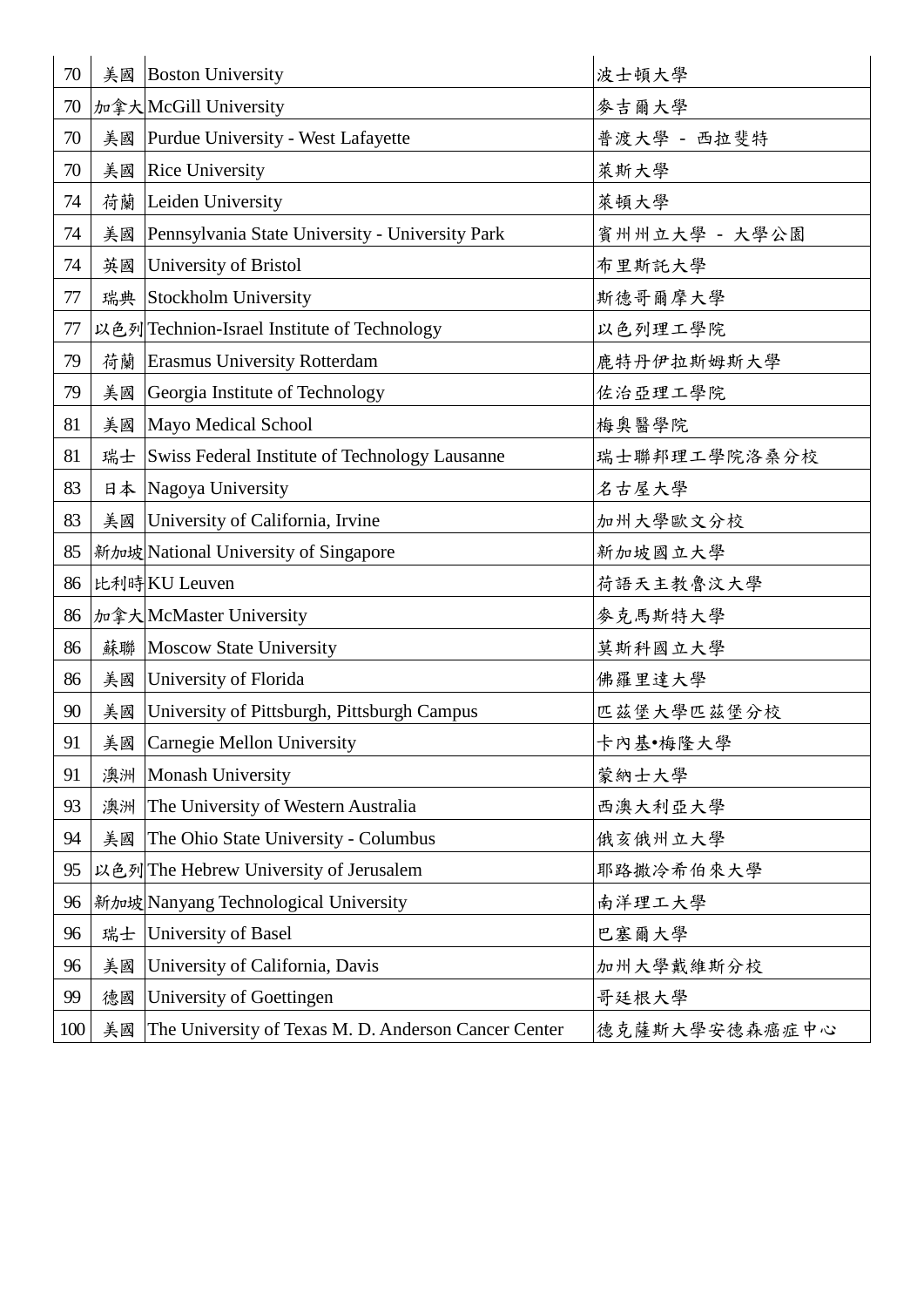| | | | |
|---|---|---|---|
| 70 | 美國 | Boston University | 波士頓大學 |
| 70 | 加拿大 | McGill University | 麥吉爾大學 |
| 70 | 美國 | Purdue University - West Lafayette | 普渡大學 - 西拉斐特 |
| 70 | 美國 | Rice University | 萊斯大學 |
| 74 | 荷蘭 | Leiden University | 萊頓大學 |
| 74 | 美國 | Pennsylvania State University - University Park | 賓州州立大學 - 大學公園 |
| 74 | 英國 | University of Bristol | 布里斯託大學 |
| 77 | 瑞典 | Stockholm University | 斯德哥爾摩大學 |
| 77 | 以色列 | Technion-Israel Institute of Technology | 以色列理工學院 |
| 79 | 荷蘭 | Erasmus University Rotterdam | 鹿特丹伊拉斯姆斯大學 |
| 79 | 美國 | Georgia Institute of Technology | 佐治亞理工學院 |
| 81 | 美國 | Mayo Medical School | 梅奧醫學院 |
| 81 | 瑞士 | Swiss Federal Institute of Technology Lausanne | 瑞士聯邦理工學院洛桑分校 |
| 83 | 日本 | Nagoya University | 名古屋大學 |
| 83 | 美國 | University of California, Irvine | 加州大學歐文分校 |
| 85 | 新加坡 | National University of Singapore | 新加坡國立大學 |
| 86 | 比利時 | KU Leuven | 荷語天主教魯汶大學 |
| 86 | 加拿大 | McMaster University | 麥克馬斯特大學 |
| 86 | 蘇聯 | Moscow State University | 莫斯科國立大學 |
| 86 | 美國 | University of Florida | 佛羅里達大學 |
| 90 | 美國 | University of Pittsburgh, Pittsburgh Campus | 匹茲堡大學匹茲堡分校 |
| 91 | 美國 | Carnegie Mellon University | 卡內基•梅隆大學 |
| 91 | 澳洲 | Monash University | 蒙納士大學 |
| 93 | 澳洲 | The University of Western Australia | 西澳大利亞大學 |
| 94 | 美國 | The Ohio State University - Columbus | 俄亥俄州立大學 |
| 95 | 以色列 | The Hebrew University of Jerusalem | 耶路撒冷希伯來大學 |
| 96 | 新加坡 | Nanyang Technological University | 南洋理工大學 |
| 96 | 瑞士 | University of Basel | 巴塞爾大學 |
| 96 | 美國 | University of California, Davis | 加州大學戴維斯分校 |
| 99 | 德國 | University of Goettingen | 哥廷根大學 |
| 100 | 美國 | The University of Texas M. D. Anderson Cancer Center | 德克薩斯大學安德森癌症中心 |